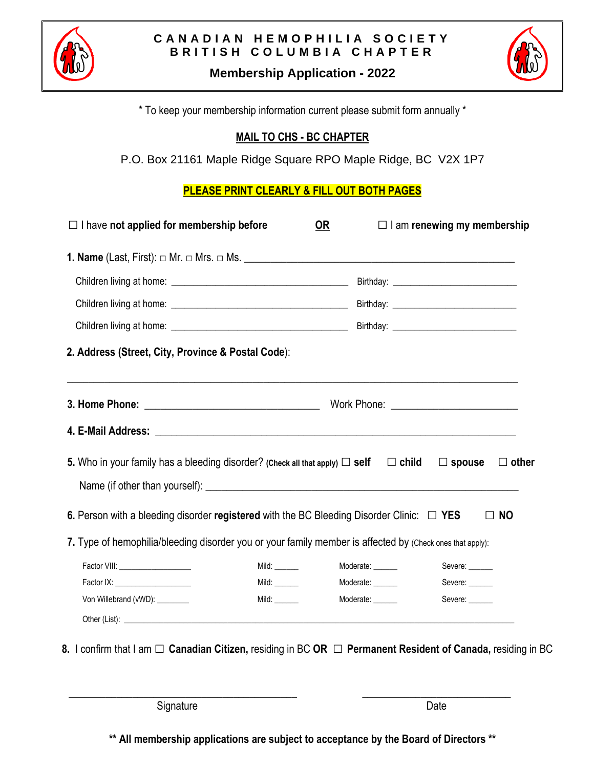# CANADIAN HEMOPHILIA SOCIETY
## BRITISH COLUMBIA CHAPTER
### Membership Application - 2022

\* To keep your membership information current please submit form annually \*

**MAIL TO CHS - BC CHAPTER**

P.O. Box 21161 Maple Ridge Square RPO Maple Ridge, BC V2X 1P7

**PLEASE PRINT CLEARLY & FILL OUT BOTH PAGES**

☐ I have **not applied for membership before** **OR** ☐ I am **renewing my membership**

**1. Name** (Last, First): □ Mr. □ Mrs. □ Ms. ______________________________

Children living at home: ______________________ Birthday: ________________

Children living at home: ______________________ Birthday: ________________

Children living at home: ______________________ Birthday: ________________

**2. Address (Street, City, Province & Postal Code**):

______________________________________________________________

**3. Home Phone:** ______________________ Work Phone: ________________

**4. E-Mail Address:** ______________________________________________

**5.** Who in your family has a bleeding disorder? **(Check all that apply)** ☐ **self** ☐ **child** ☐ **spouse** ☐ **other**

Name (if other than yourself): ______________________________________

**6.** Person with a bleeding disorder **registered** with the BC Bleeding Disorder Clinic: ☐ **YES** ☐ **NO**

**7.** Type of hemophilia/bleeding disorder you or your family member is affected by (Check ones that apply):

| | | | |
|---|---|---|---|
| Factor VIII: ____________ | Mild: _____ | Moderate: _____ | Severe: _____ |
| Factor IX: ____________ | Mild: _____ | Moderate: _____ | Severe: _____ |
| Von Willebrand (vWD): ________ | Mild: _____ | Moderate: _____ | Severe: _____ |

Other (List): ______________________________________________________

**8.** I confirm that I am ☐ **Canadian Citizen,** residing in BC **OR** ☐ **Permanent Resident of Canada,** residing in BC

______________________________ Signature

______________________ Date

**\*\* All membership applications are subject to acceptance by the Board of Directors \*\***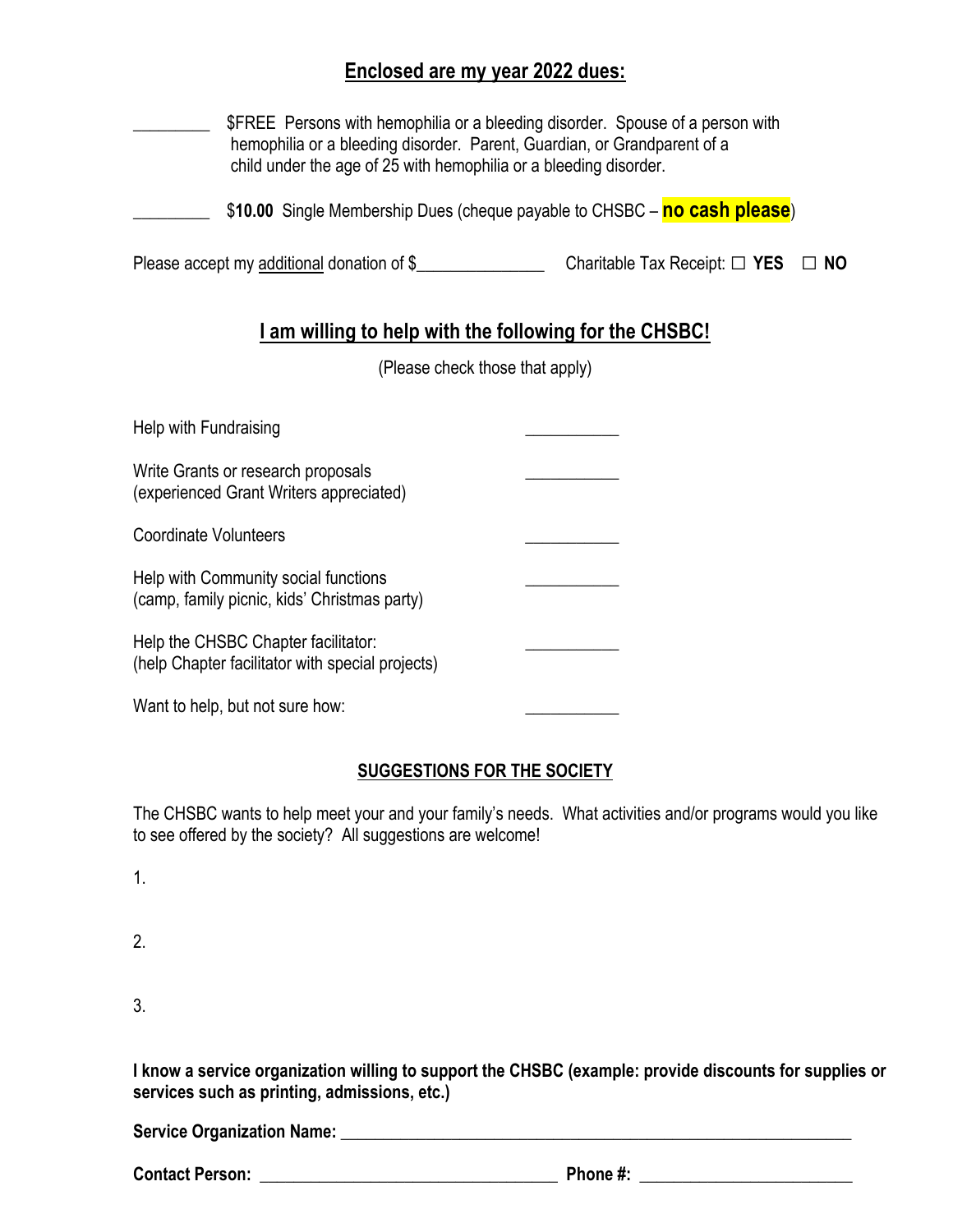## Enclosed are my year 2022 dues:

_________ $FREE Persons with hemophilia or a bleeding disorder. Spouse of a person with hemophilia or a bleeding disorder. Parent, Guardian, or Grandparent of a child under the age of 25 with hemophilia or a bleeding disorder.

_________ $**10.00** Single Membership Dues (cheque payable to CHSBC – **no cash please**)

Please accept my additional donation of $_______________ Charitable Tax Receipt: ☐ **YES** ☐ **NO**

## I am willing to help with the following for the CHSBC!

(Please check those that apply)

Help with Fundraising ___________

Write Grants or research proposals
(experienced Grant Writers appreciated) ___________

Coordinate Volunteers ___________

Help with Community social functions
(camp, family picnic, kids' Christmas party) ___________

Help the CHSBC Chapter facilitator:
(help Chapter facilitator with special projects) ___________

Want to help, but not sure how: ___________

### SUGGESTIONS FOR THE SOCIETY

The CHSBC wants to help meet your and your family's needs. What activities and/or programs would you like to see offered by the society? All suggestions are welcome!

1.

2.

3.

**I know a service organization willing to support the CHSBC (example: provide discounts for supplies or services such as printing, admissions, etc.)**

**Service Organization Name:** ______________________________________________________________

**Contact Person:** ___________________________________ **Phone #:** _________________________